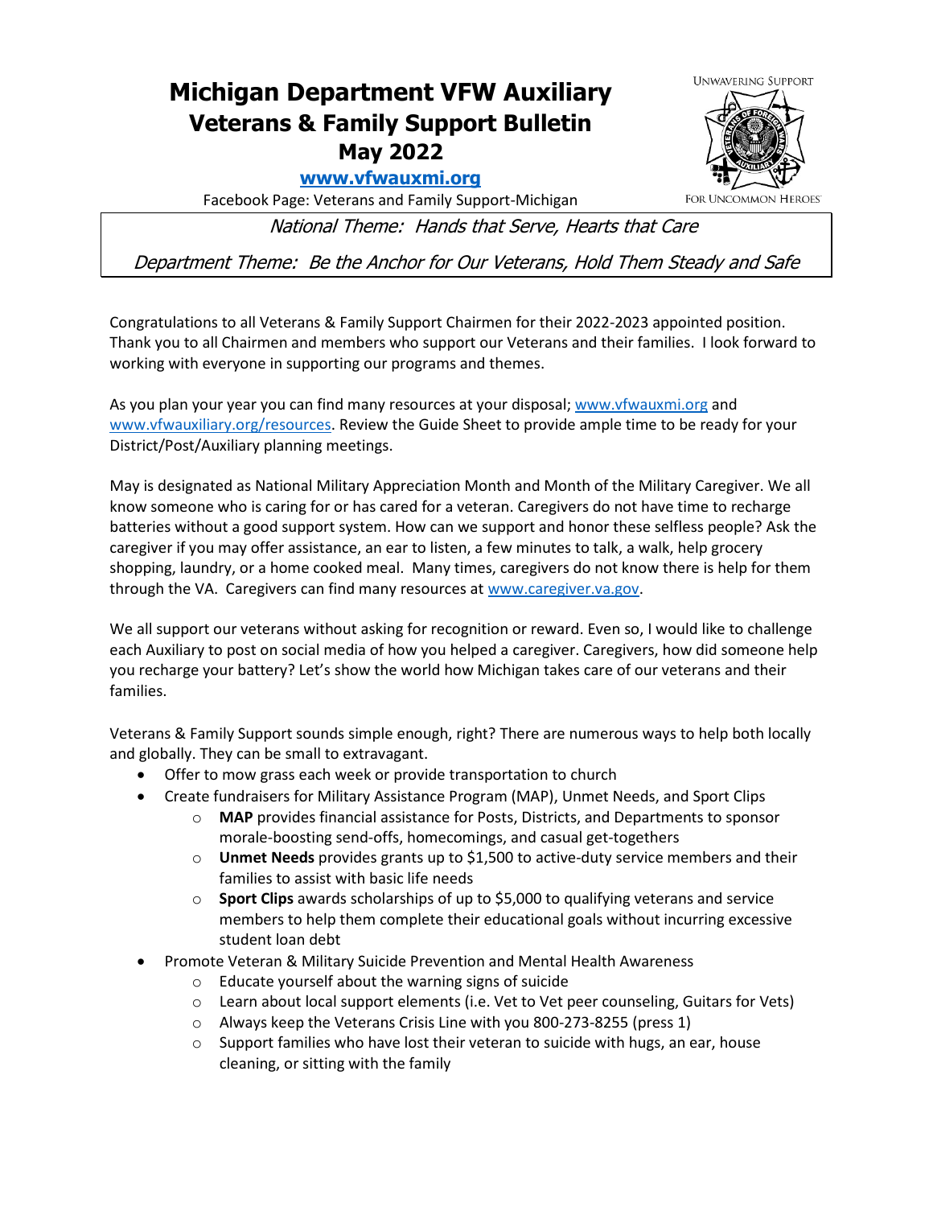# Michigan Department VFW Auxiliary Veterans & Family Support Bulletin May 2022

**www.vfwauxmi.org**

Facebook Page: Veterans and Family Support-Michigan

*National Theme: Hands that Serve, Hearts that Care*

*Department Theme: Be the Anchor for Our Veterans, Hold Them Steady and Safe*

Congratulations to all Veterans & Family Support Chairmen for their 2022-2023 appointed position. Thank you to all Chairmen and members who support our Veterans and their families. I look forward to working with everyone in supporting our programs and themes.

As you plan your year you can find many resources at your disposal; www.vfwauxmi.org and www.vfwauxiliary.org/resources. Review the Guide Sheet to provide ample time to be ready for your District/Post/Auxiliary planning meetings.

May is designated as National Military Appreciation Month and Month of the Military Caregiver. We all know someone who is caring for or has cared for a veteran. Caregivers do not have time to recharge batteries without a good support system. How can we support and honor these selfless people? Ask the caregiver if you may offer assistance, an ear to listen, a few minutes to talk, a walk, help grocery shopping, laundry, or a home cooked meal. Many times, caregivers do not know there is help for them through the VA. Caregivers can find many resources at www.caregiver.va.gov.

We all support our veterans without asking for recognition or reward. Even so, I would like to challenge each Auxiliary to post on social media of how you helped a caregiver. Caregivers, how did someone help you recharge your battery? Let's show the world how Michigan takes care of our veterans and their families.

Veterans & Family Support sounds simple enough, right? There are numerous ways to help both locally and globally. They can be small to extravagant.

- Offer to mow grass each week or provide transportation to church
- Create fundraisers for Military Assistance Program (MAP), Unmet Needs, and Sport Clips
  - **MAP** provides financial assistance for Posts, Districts, and Departments to sponsor morale-boosting send-offs, homecomings, and casual get-togethers
  - **Unmet Needs** provides grants up to $1,500 to active-duty service members and their families to assist with basic life needs
  - **Sport Clips** awards scholarships of up to $5,000 to qualifying veterans and service members to help them complete their educational goals without incurring excessive student loan debt
- Promote Veteran & Military Suicide Prevention and Mental Health Awareness
  - Educate yourself about the warning signs of suicide
  - Learn about local support elements (i.e. Vet to Vet peer counseling, Guitars for Vets)
  - Always keep the Veterans Crisis Line with you 800-273-8255 (press 1)
  - Support families who have lost their veteran to suicide with hugs, an ear, house cleaning, or sitting with the family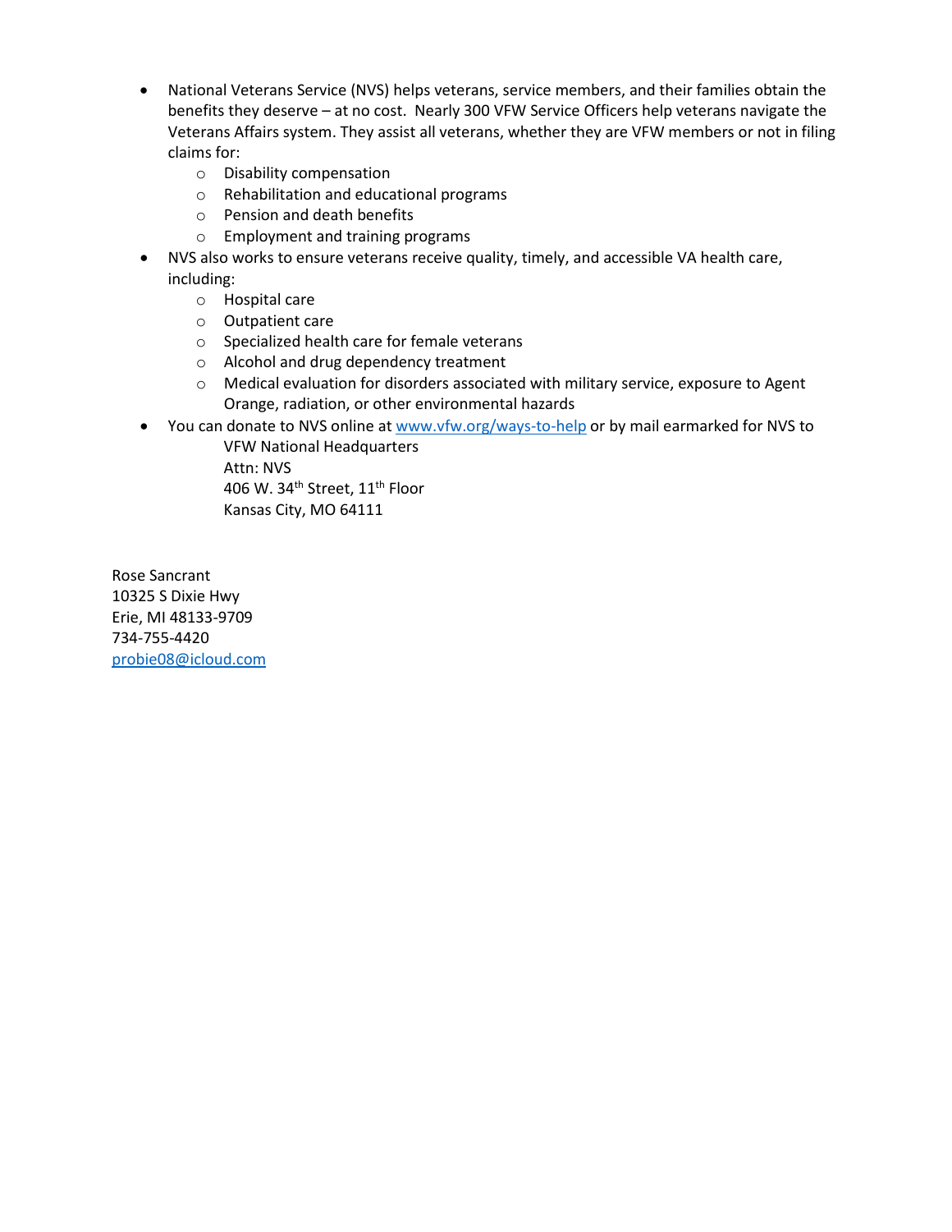- National Veterans Service (NVS) helps veterans, service members, and their families obtain the benefits they deserve – at no cost. Nearly 300 VFW Service Officers help veterans navigate the Veterans Affairs system. They assist all veterans, whether they are VFW members or not in filing claims for:
  - Disability compensation
  - Rehabilitation and educational programs
  - Pension and death benefits
  - Employment and training programs
- NVS also works to ensure veterans receive quality, timely, and accessible VA health care, including:
  - Hospital care
  - Outpatient care
  - Specialized health care for female veterans
  - Alcohol and drug dependency treatment
  - Medical evaluation for disorders associated with military service, exposure to Agent Orange, radiation, or other environmental hazards
- You can donate to NVS online at [www.vfw.org/ways-to-help](http://www.vfw.org/ways-to-help) or by mail earmarked for NVS to

  VFW National Headquarters
  Attn: NVS
  406 W. 34th Street, 11th Floor
  Kansas City, MO 64111

Rose Sancrant
10325 S Dixie Hwy
Erie, MI 48133-9709
734-755-4420
[probie08@icloud.com](mailto:probie08@icloud.com)